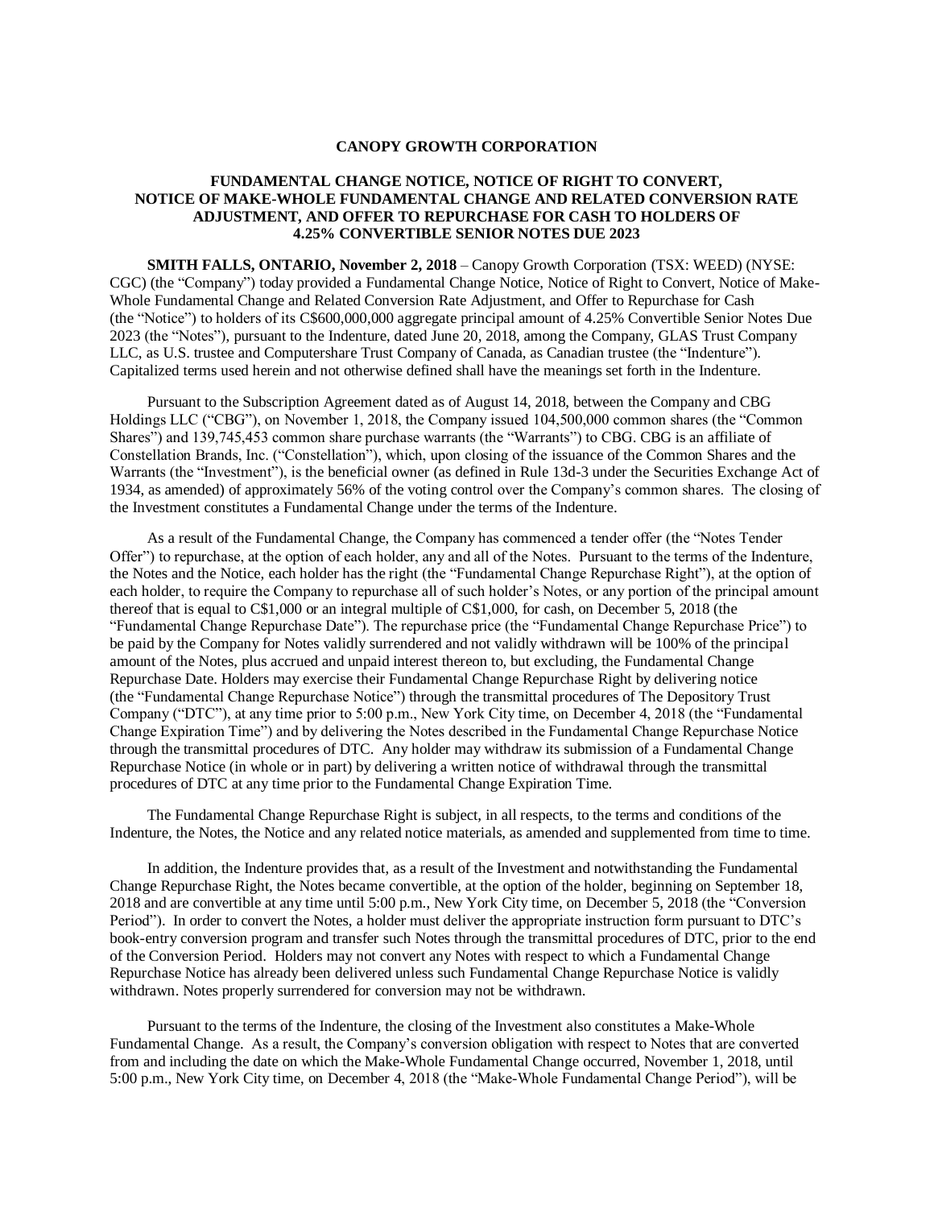**CANOPY GROWTH CORPORATION**

**FUNDAMENTAL CHANGE NOTICE, NOTICE OF RIGHT TO CONVERT, NOTICE OF MAKE-WHOLE FUNDAMENTAL CHANGE AND RELATED CONVERSION RATE ADJUSTMENT, AND OFFER TO REPURCHASE FOR CASH TO HOLDERS OF 4.25% CONVERTIBLE SENIOR NOTES DUE 2023**

**SMITH FALLS, ONTARIO, November 2, 2018** – Canopy Growth Corporation (TSX: WEED) (NYSE: CGC) (the "Company") today provided a Fundamental Change Notice, Notice of Right to Convert, Notice of Make-Whole Fundamental Change and Related Conversion Rate Adjustment, and Offer to Repurchase for Cash (the "Notice") to holders of its C$600,000,000 aggregate principal amount of 4.25% Convertible Senior Notes Due 2023 (the "Notes"), pursuant to the Indenture, dated June 20, 2018, among the Company, GLAS Trust Company LLC, as U.S. trustee and Computershare Trust Company of Canada, as Canadian trustee (the "Indenture"). Capitalized terms used herein and not otherwise defined shall have the meanings set forth in the Indenture.

Pursuant to the Subscription Agreement dated as of August 14, 2018, between the Company and CBG Holdings LLC ("CBG"), on November 1, 2018, the Company issued 104,500,000 common shares (the "Common Shares") and 139,745,453 common share purchase warrants (the "Warrants") to CBG. CBG is an affiliate of Constellation Brands, Inc. ("Constellation"), which, upon closing of the issuance of the Common Shares and the Warrants (the "Investment"), is the beneficial owner (as defined in Rule 13d-3 under the Securities Exchange Act of 1934, as amended) of approximately 56% of the voting control over the Company's common shares. The closing of the Investment constitutes a Fundamental Change under the terms of the Indenture.

As a result of the Fundamental Change, the Company has commenced a tender offer (the "Notes Tender Offer") to repurchase, at the option of each holder, any and all of the Notes. Pursuant to the terms of the Indenture, the Notes and the Notice, each holder has the right (the "Fundamental Change Repurchase Right"), at the option of each holder, to require the Company to repurchase all of such holder's Notes, or any portion of the principal amount thereof that is equal to C$1,000 or an integral multiple of C$1,000, for cash, on December 5, 2018 (the "Fundamental Change Repurchase Date"). The repurchase price (the "Fundamental Change Repurchase Price") to be paid by the Company for Notes validly surrendered and not validly withdrawn will be 100% of the principal amount of the Notes, plus accrued and unpaid interest thereon to, but excluding, the Fundamental Change Repurchase Date. Holders may exercise their Fundamental Change Repurchase Right by delivering notice (the "Fundamental Change Repurchase Notice") through the transmittal procedures of The Depository Trust Company ("DTC"), at any time prior to 5:00 p.m., New York City time, on December 4, 2018 (the "Fundamental Change Expiration Time") and by delivering the Notes described in the Fundamental Change Repurchase Notice through the transmittal procedures of DTC. Any holder may withdraw its submission of a Fundamental Change Repurchase Notice (in whole or in part) by delivering a written notice of withdrawal through the transmittal procedures of DTC at any time prior to the Fundamental Change Expiration Time.

The Fundamental Change Repurchase Right is subject, in all respects, to the terms and conditions of the Indenture, the Notes, the Notice and any related notice materials, as amended and supplemented from time to time.

In addition, the Indenture provides that, as a result of the Investment and notwithstanding the Fundamental Change Repurchase Right, the Notes became convertible, at the option of the holder, beginning on September 18, 2018 and are convertible at any time until 5:00 p.m., New York City time, on December 5, 2018 (the "Conversion Period"). In order to convert the Notes, a holder must deliver the appropriate instruction form pursuant to DTC's book-entry conversion program and transfer such Notes through the transmittal procedures of DTC, prior to the end of the Conversion Period. Holders may not convert any Notes with respect to which a Fundamental Change Repurchase Notice has already been delivered unless such Fundamental Change Repurchase Notice is validly withdrawn. Notes properly surrendered for conversion may not be withdrawn.

Pursuant to the terms of the Indenture, the closing of the Investment also constitutes a Make-Whole Fundamental Change. As a result, the Company's conversion obligation with respect to Notes that are converted from and including the date on which the Make-Whole Fundamental Change occurred, November 1, 2018, until 5:00 p.m., New York City time, on December 4, 2018 (the "Make-Whole Fundamental Change Period"), will be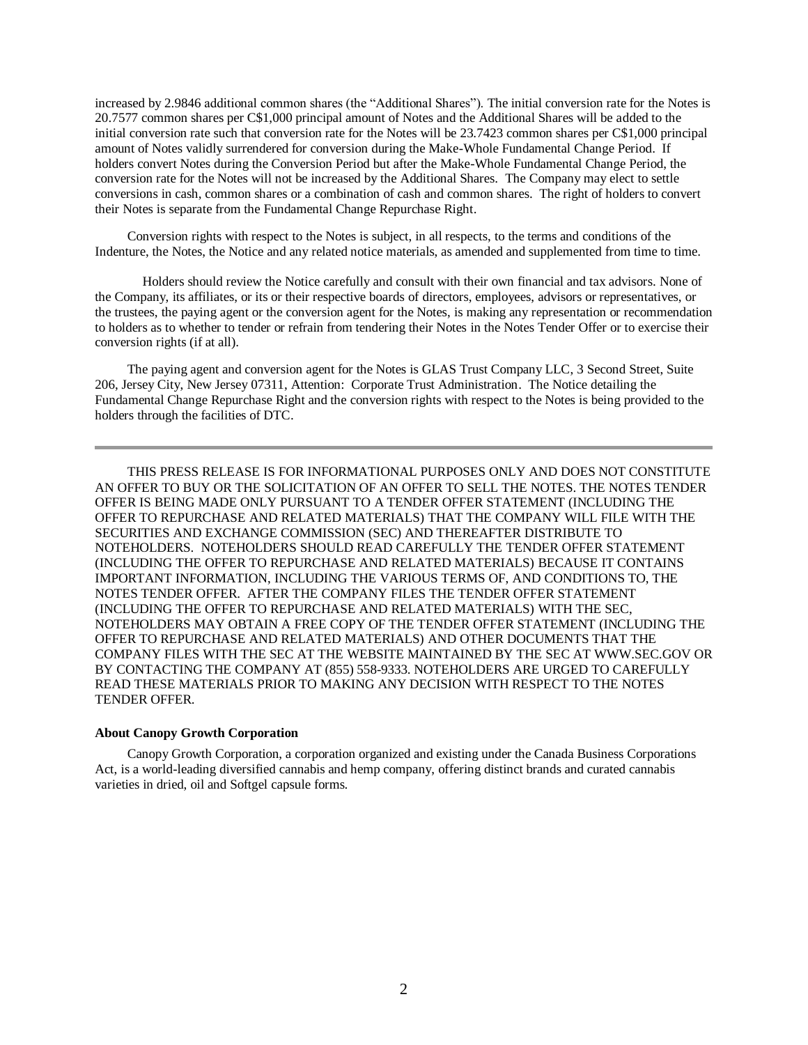increased by 2.9846 additional common shares (the "Additional Shares"). The initial conversion rate for the Notes is 20.7577 common shares per C$1,000 principal amount of Notes and the Additional Shares will be added to the initial conversion rate such that conversion rate for the Notes will be 23.7423 common shares per C$1,000 principal amount of Notes validly surrendered for conversion during the Make-Whole Fundamental Change Period. If holders convert Notes during the Conversion Period but after the Make-Whole Fundamental Change Period, the conversion rate for the Notes will not be increased by the Additional Shares. The Company may elect to settle conversions in cash, common shares or a combination of cash and common shares. The right of holders to convert their Notes is separate from the Fundamental Change Repurchase Right.

Conversion rights with respect to the Notes is subject, in all respects, to the terms and conditions of the Indenture, the Notes, the Notice and any related notice materials, as amended and supplemented from time to time.

Holders should review the Notice carefully and consult with their own financial and tax advisors. None of the Company, its affiliates, or its or their respective boards of directors, employees, advisors or representatives, or the trustees, the paying agent or the conversion agent for the Notes, is making any representation or recommendation to holders as to whether to tender or refrain from tendering their Notes in the Notes Tender Offer or to exercise their conversion rights (if at all).

The paying agent and conversion agent for the Notes is GLAS Trust Company LLC, 3 Second Street, Suite 206, Jersey City, New Jersey 07311, Attention: Corporate Trust Administration. The Notice detailing the Fundamental Change Repurchase Right and the conversion rights with respect to the Notes is being provided to the holders through the facilities of DTC.

---

THIS PRESS RELEASE IS FOR INFORMATIONAL PURPOSES ONLY AND DOES NOT CONSTITUTE AN OFFER TO BUY OR THE SOLICITATION OF AN OFFER TO SELL THE NOTES. THE NOTES TENDER OFFER IS BEING MADE ONLY PURSUANT TO A TENDER OFFER STATEMENT (INCLUDING THE OFFER TO REPURCHASE AND RELATED MATERIALS) THAT THE COMPANY WILL FILE WITH THE SECURITIES AND EXCHANGE COMMISSION (SEC) AND THEREAFTER DISTRIBUTE TO NOTEHOLDERS. NOTEHOLDERS SHOULD READ CAREFULLY THE TENDER OFFER STATEMENT (INCLUDING THE OFFER TO REPURCHASE AND RELATED MATERIALS) BECAUSE IT CONTAINS IMPORTANT INFORMATION, INCLUDING THE VARIOUS TERMS OF, AND CONDITIONS TO, THE NOTES TENDER OFFER. AFTER THE COMPANY FILES THE TENDER OFFER STATEMENT (INCLUDING THE OFFER TO REPURCHASE AND RELATED MATERIALS) WITH THE SEC, NOTEHOLDERS MAY OBTAIN A FREE COPY OF THE TENDER OFFER STATEMENT (INCLUDING THE OFFER TO REPURCHASE AND RELATED MATERIALS) AND OTHER DOCUMENTS THAT THE COMPANY FILES WITH THE SEC AT THE WEBSITE MAINTAINED BY THE SEC AT WWW.SEC.GOV OR BY CONTACTING THE COMPANY AT (855) 558-9333. NOTEHOLDERS ARE URGED TO CAREFULLY READ THESE MATERIALS PRIOR TO MAKING ANY DECISION WITH RESPECT TO THE NOTES TENDER OFFER.

**About Canopy Growth Corporation**

Canopy Growth Corporation, a corporation organized and existing under the Canada Business Corporations Act, is a world-leading diversified cannabis and hemp company, offering distinct brands and curated cannabis varieties in dried, oil and Softgel capsule forms.